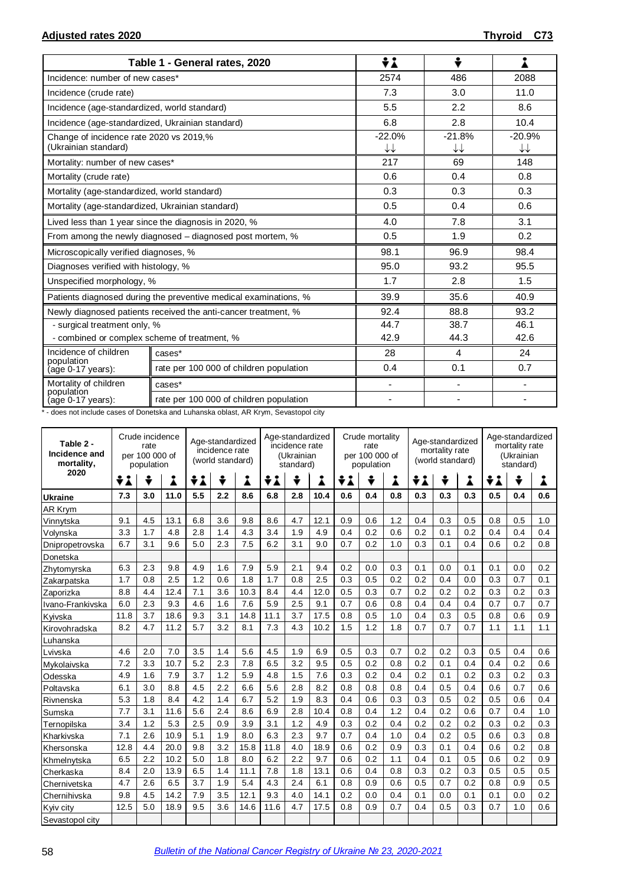**Adjusted rates 2020** | **Thyroid C73**

| Table 1 - General rates, 2020 | | Both sexes | Male | Female |
|---|---|---|---|---|
| Incidence: number of new cases* | | 2574 | 486 | 2088 |
| Incidence (crude rate) | | 7.3 | 3.0 | 11.0 |
| Incidence (age-standardized, world standard) | | 5.5 | 2.2 | 8.6 |
| Incidence (age-standardized, Ukrainian standard) | | 6.8 | 2.8 | 10.4 |
| Change of incidence rate 2020 vs 2019,% (Ukrainian standard) | | -22.0% ↓↓ | -21.8% ↓↓ | -20.9% ↓↓ |
| Mortality: number of new cases* | | 217 | 69 | 148 |
| Mortality (crude rate) | | 0.6 | 0.4 | 0.8 |
| Mortality (age-standardized, world standard) | | 0.3 | 0.3 | 0.3 |
| Mortality (age-standardized, Ukrainian standard) | | 0.5 | 0.4 | 0.6 |
| Lived less than 1 year since the diagnosis in 2020, % | | 4.0 | 7.8 | 3.1 |
| From among the newly diagnosed – diagnosed post mortem, % | | 0.5 | 1.9 | 0.2 |
| Microscopically verified diagnoses, % | | 98.1 | 96.9 | 98.4 |
| Diagnoses verified with histology, % | | 95.0 | 93.2 | 95.5 |
| Unspecified morphology, % | | 1.7 | 2.8 | 1.5 |
| Patients diagnosed during the preventive medical examinations, % | | 39.9 | 35.6 | 40.9 |
| Newly diagnosed patients received the anti-cancer treatment, % | | 92.4 | 88.8 | 93.2 |
| - surgical treatment only, % | | 44.7 | 38.7 | 46.1 |
| - combined or complex scheme of treatment, % | | 42.9 | 44.3 | 42.6 |
| Incidence of children population (age 0-17 years): | cases* | 28 | 4 | 24 |
| | rate per 100 000 of children population | 0.4 | 0.1 | 0.7 |
| Mortality of children population (age 0-17 years): | cases* | - | - | - |
| | rate per 100 000 of children population | - | - | - |

\* - does not include cases of Donetska and Luhanska oblast, AR Krym, Sevastopol city

| Table 2 - Incidence and mortality, 2020 | Crude incidence rate per 100 000 of population | | | Age-standardized incidence rate (world standard) | | | Age-standardized incidence rate (Ukrainian standard) | | | Crude mortality rate per 100 000 of population | | | Age-standardized mortality rate (world standard) | | | Age-standardized mortality rate (Ukrainian standard) | | |
|---|---|---|---|---|---|---|---|---|---|---|---|---|---|---|---|---|---|---|
| | Both | Male | Female | Both | Male | Female | Both | Male | Female | Both | Male | Female | Both | Male | Female | Both | Male | Female |
| **Ukraine** | **7.3** | **3.0** | **11.0** | **5.5** | **2.2** | **8.6** | **6.8** | **2.8** | **10.4** | **0.6** | **0.4** | **0.8** | **0.3** | **0.3** | **0.3** | **0.5** | **0.4** | **0.6** |
| AR Krym | | | | | | | | | | | | | | | | | | |
| Vinnytska | 9.1 | 4.5 | 13.1 | 6.8 | 3.6 | 9.8 | 8.6 | 4.7 | 12.1 | 0.9 | 0.6 | 1.2 | 0.4 | 0.3 | 0.5 | 0.8 | 0.5 | 1.0 |
| Volynska | 3.3 | 1.7 | 4.8 | 2.8 | 1.4 | 4.3 | 3.4 | 1.9 | 4.9 | 0.4 | 0.2 | 0.6 | 0.2 | 0.1 | 0.2 | 0.4 | 0.4 | 0.4 |
| Dnipropetrovska | 6.7 | 3.1 | 9.6 | 5.0 | 2.3 | 7.5 | 6.2 | 3.1 | 9.0 | 0.7 | 0.2 | 1.0 | 0.3 | 0.1 | 0.4 | 0.6 | 0.2 | 0.8 |
| Donetska | | | | | | | | | | | | | | | | | | |
| Zhytomyrska | 6.3 | 2.3 | 9.8 | 4.9 | 1.6 | 7.9 | 5.9 | 2.1 | 9.4 | 0.2 | 0.0 | 0.3 | 0.1 | 0.0 | 0.1 | 0.1 | 0.0 | 0.2 |
| Zakarpatska | 1.7 | 0.8 | 2.5 | 1.2 | 0.6 | 1.8 | 1.7 | 0.8 | 2.5 | 0.3 | 0.5 | 0.2 | 0.2 | 0.4 | 0.0 | 0.3 | 0.7 | 0.1 |
| Zaporizka | 8.8 | 4.4 | 12.4 | 7.1 | 3.6 | 10.3 | 8.4 | 4.4 | 12.0 | 0.5 | 0.3 | 0.7 | 0.2 | 0.2 | 0.2 | 0.3 | 0.2 | 0.3 |
| Ivano-Frankivska | 6.0 | 2.3 | 9.3 | 4.6 | 1.6 | 7.6 | 5.9 | 2.5 | 9.1 | 0.7 | 0.6 | 0.8 | 0.4 | 0.4 | 0.4 | 0.7 | 0.7 | 0.7 |
| Kyivska | 11.8 | 3.7 | 18.6 | 9.3 | 3.1 | 14.8 | 11.1 | 3.7 | 17.5 | 0.8 | 0.5 | 1.0 | 0.4 | 0.3 | 0.5 | 0.8 | 0.6 | 0.9 |
| Kirovohradska | 8.2 | 4.7 | 11.2 | 5.7 | 3.2 | 8.1 | 7.3 | 4.3 | 10.2 | 1.5 | 1.2 | 1.8 | 0.7 | 0.7 | 0.7 | 1.1 | 1.1 | 1.1 |
| Luhanska | | | | | | | | | | | | | | | | | | |
| Lvivska | 4.6 | 2.0 | 7.0 | 3.5 | 1.4 | 5.6 | 4.5 | 1.9 | 6.9 | 0.5 | 0.3 | 0.7 | 0.2 | 0.2 | 0.3 | 0.5 | 0.4 | 0.6 |
| Mykolaivska | 7.2 | 3.3 | 10.7 | 5.2 | 2.3 | 7.8 | 6.5 | 3.2 | 9.5 | 0.5 | 0.2 | 0.8 | 0.2 | 0.1 | 0.4 | 0.4 | 0.2 | 0.6 |
| Odesska | 4.9 | 1.6 | 7.9 | 3.7 | 1.2 | 5.9 | 4.8 | 1.5 | 7.6 | 0.3 | 0.2 | 0.4 | 0.2 | 0.1 | 0.2 | 0.3 | 0.2 | 0.3 |
| Poltavska | 6.1 | 3.0 | 8.8 | 4.5 | 2.2 | 6.6 | 5.6 | 2.8 | 8.2 | 0.8 | 0.8 | 0.8 | 0.4 | 0.5 | 0.4 | 0.6 | 0.7 | 0.6 |
| Rivnenska | 5.3 | 1.8 | 8.4 | 4.2 | 1.4 | 6.7 | 5.2 | 1.9 | 8.3 | 0.4 | 0.6 | 0.3 | 0.3 | 0.5 | 0.2 | 0.5 | 0.6 | 0.4 |
| Sumska | 7.7 | 3.1 | 11.6 | 5.6 | 2.4 | 8.6 | 6.9 | 2.8 | 10.4 | 0.8 | 0.4 | 1.2 | 0.4 | 0.2 | 0.6 | 0.7 | 0.4 | 1.0 |
| Ternopilska | 3.4 | 1.2 | 5.3 | 2.5 | 0.9 | 3.9 | 3.1 | 1.2 | 4.9 | 0.3 | 0.2 | 0.4 | 0.2 | 0.2 | 0.2 | 0.3 | 0.2 | 0.3 |
| Kharkivska | 7.1 | 2.6 | 10.9 | 5.1 | 1.9 | 8.0 | 6.3 | 2.3 | 9.7 | 0.7 | 0.4 | 1.0 | 0.4 | 0.2 | 0.5 | 0.6 | 0.3 | 0.8 |
| Khersonska | 12.8 | 4.4 | 20.0 | 9.8 | 3.2 | 15.8 | 11.8 | 4.0 | 18.9 | 0.6 | 0.2 | 0.9 | 0.3 | 0.1 | 0.4 | 0.6 | 0.2 | 0.8 |
| Khmelnytska | 6.5 | 2.2 | 10.2 | 5.0 | 1.8 | 8.0 | 6.2 | 2.2 | 9.7 | 0.6 | 0.2 | 1.1 | 0.4 | 0.1 | 0.5 | 0.6 | 0.2 | 0.9 |
| Cherkaska | 8.4 | 2.0 | 13.9 | 6.5 | 1.4 | 11.1 | 7.8 | 1.8 | 13.1 | 0.6 | 0.4 | 0.8 | 0.3 | 0.2 | 0.3 | 0.5 | 0.5 | 0.5 |
| Chernivetska | 4.7 | 2.6 | 6.5 | 3.7 | 1.9 | 5.4 | 4.3 | 2.4 | 6.1 | 0.8 | 0.9 | 0.6 | 0.5 | 0.7 | 0.2 | 0.8 | 0.9 | 0.5 |
| Chernihivska | 9.8 | 4.5 | 14.2 | 7.9 | 3.5 | 12.1 | 9.3 | 4.0 | 14.1 | 0.2 | 0.0 | 0.4 | 0.1 | 0.0 | 0.1 | 0.1 | 0.0 | 0.2 |
| Kyiv city | 12.5 | 5.0 | 18.9 | 9.5 | 3.6 | 14.6 | 11.6 | 4.7 | 17.5 | 0.8 | 0.9 | 0.7 | 0.4 | 0.5 | 0.3 | 0.7 | 1.0 | 0.6 |
| Sevastopol city | | | | | | | | | | | | | | | | | | |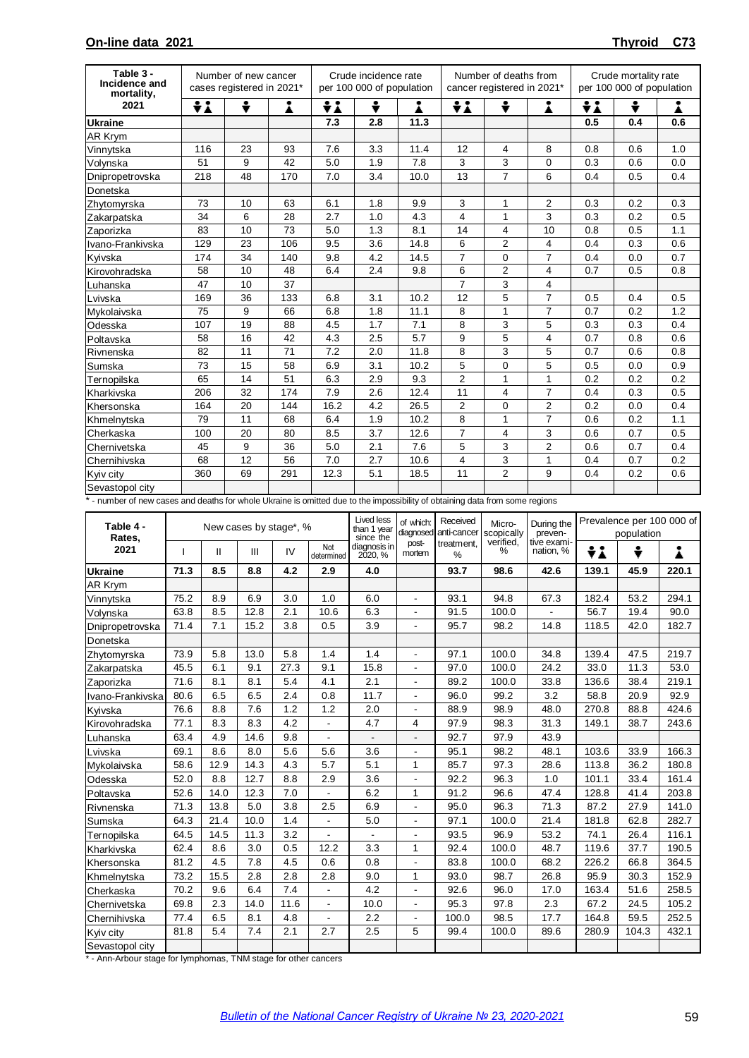**On-line data 2021** **Thyroid C73**

| Table 3 - Incidence and mortality, 2021 | Number of new cancer cases registered in 2021* | | | Crude incidence rate per 100 000 of population | | | Number of deaths from cancer registered in 2021* | | | Crude mortality rate per 100 000 of population | | |
|---|---|---|---|---|---|---|---|---|---|---|---|---|
| | Both | Male | Female | Both | Male | Female | Both | Male | Female | Both | Male | Female |
| **Ukraine** | | | | 7.3 | 2.8 | 11.3 | | | | 0.5 | 0.4 | 0.6 |
| AR Krym | | | | | | | | | | | | |
| Vinnytska | 116 | 23 | 93 | 7.6 | 3.3 | 11.4 | 12 | 4 | 8 | 0.8 | 0.6 | 1.0 |
| Volynska | 51 | 9 | 42 | 5.0 | 1.9 | 7.8 | 3 | 3 | 0 | 0.3 | 0.6 | 0.0 |
| Dnipropetrovska | 218 | 48 | 170 | 7.0 | 3.4 | 10.0 | 13 | 7 | 6 | 0.4 | 0.5 | 0.4 |
| Donetska | | | | | | | | | | | | |
| Zhytomyrska | 73 | 10 | 63 | 6.1 | 1.8 | 9.9 | 3 | 1 | 2 | 0.3 | 0.2 | 0.3 |
| Zakarpatska | 34 | 6 | 28 | 2.7 | 1.0 | 4.3 | 4 | 1 | 3 | 0.3 | 0.2 | 0.5 |
| Zaporizka | 83 | 10 | 73 | 5.0 | 1.3 | 8.1 | 14 | 4 | 10 | 0.8 | 0.5 | 1.1 |
| Ivano-Frankivska | 129 | 23 | 106 | 9.5 | 3.6 | 14.8 | 6 | 2 | 4 | 0.4 | 0.3 | 0.6 |
| Kyivska | 174 | 34 | 140 | 9.8 | 4.2 | 14.5 | 7 | 0 | 7 | 0.4 | 0.0 | 0.7 |
| Kirovohradska | 58 | 10 | 48 | 6.4 | 2.4 | 9.8 | 6 | 2 | 4 | 0.7 | 0.5 | 0.8 |
| Luhanska | 47 | 10 | 37 | | | | 7 | 3 | 4 | | | |
| Lvivska | 169 | 36 | 133 | 6.8 | 3.1 | 10.2 | 12 | 5 | 7 | 0.5 | 0.4 | 0.5 |
| Mykolaivska | 75 | 9 | 66 | 6.8 | 1.8 | 11.1 | 8 | 1 | 7 | 0.7 | 0.2 | 1.2 |
| Odesska | 107 | 19 | 88 | 4.5 | 1.7 | 7.1 | 8 | 3 | 5 | 0.3 | 0.3 | 0.4 |
| Poltavska | 58 | 16 | 42 | 4.3 | 2.5 | 5.7 | 9 | 5 | 4 | 0.7 | 0.8 | 0.6 |
| Rivnenska | 82 | 11 | 71 | 7.2 | 2.0 | 11.8 | 8 | 3 | 5 | 0.7 | 0.6 | 0.8 |
| Sumska | 73 | 15 | 58 | 6.9 | 3.1 | 10.2 | 5 | 0 | 5 | 0.5 | 0.0 | 0.9 |
| Ternopilska | 65 | 14 | 51 | 6.3 | 2.9 | 9.3 | 2 | 1 | 1 | 0.2 | 0.2 | 0.2 |
| Kharkivska | 206 | 32 | 174 | 7.9 | 2.6 | 12.4 | 11 | 4 | 7 | 0.4 | 0.3 | 0.5 |
| Khersonska | 164 | 20 | 144 | 16.2 | 4.2 | 26.5 | 2 | 0 | 2 | 0.2 | 0.0 | 0.4 |
| Khmelnytska | 79 | 11 | 68 | 6.4 | 1.9 | 10.2 | 8 | 1 | 7 | 0.6 | 0.2 | 1.1 |
| Cherkaska | 100 | 20 | 80 | 8.5 | 3.7 | 12.6 | 7 | 4 | 3 | 0.6 | 0.7 | 0.5 |
| Chernivetska | 45 | 9 | 36 | 5.0 | 2.1 | 7.6 | 5 | 3 | 2 | 0.6 | 0.7 | 0.4 |
| Chernihivska | 68 | 12 | 56 | 7.0 | 2.7 | 10.6 | 4 | 3 | 1 | 0.4 | 0.7 | 0.2 |
| Kyiv city | 360 | 69 | 291 | 12.3 | 5.1 | 18.5 | 11 | 2 | 9 | 0.4 | 0.2 | 0.6 |
| Sevastopol city | | | | | | | | | | | | |

* - number of new cases and deaths for whole Ukraine is omitted due to the impossibility of obtaining data from some regions

| Table 4 - Rates, 2021 | New cases by stage*, % | | | | | Lived less than 1 year since the diagnosis in 2020, % | of which: diagnosed post-mortem | Received anti-cancer treatment, % | Micro-scopically verified, % | During the preven-tive exami-nation, % | Prevalence per 100 000 of population | | |
|---|---|---|---|---|---|---|---|---|---|---|---|---|---|
| | I | II | III | IV | Not determined | | | | | | Both | Male | Female |
| **Ukraine** | 71.3 | 8.5 | 8.8 | 4.2 | 2.9 | 4.0 | | 93.7 | 98.6 | 42.6 | 139.1 | 45.9 | 220.1 |
| AR Krym | | | | | | | | | | | | | |
| Vinnytska | 75.2 | 8.9 | 6.9 | 3.0 | 1.0 | 6.0 | - | 93.1 | 94.8 | 67.3 | 182.4 | 53.2 | 294.1 |
| Volynska | 63.8 | 8.5 | 12.8 | 2.1 | 10.6 | 6.3 | - | 91.5 | 100.0 | - | 56.7 | 19.4 | 90.0 |
| Dnipropetrovska | 71.4 | 7.1 | 15.2 | 3.8 | 0.5 | 3.9 | - | 95.7 | 98.2 | 14.8 | 118.5 | 42.0 | 182.7 |
| Donetska | | | | | | | | | | | | | |
| Zhytomyrska | 73.9 | 5.8 | 13.0 | 5.8 | 1.4 | 1.4 | - | 97.1 | 100.0 | 34.8 | 139.4 | 47.5 | 219.7 |
| Zakarpatska | 45.5 | 6.1 | 9.1 | 27.3 | 9.1 | 15.8 | - | 97.0 | 100.0 | 24.2 | 33.0 | 11.3 | 53.0 |
| Zaporizka | 71.6 | 8.1 | 8.1 | 5.4 | 4.1 | 2.1 | - | 89.2 | 100.0 | 33.8 | 136.6 | 38.4 | 219.1 |
| Ivano-Frankivska | 80.6 | 6.5 | 6.5 | 2.4 | 0.8 | 11.7 | - | 96.0 | 99.2 | 3.2 | 58.8 | 20.9 | 92.9 |
| Kyivska | 76.6 | 8.8 | 7.6 | 1.2 | 1.2 | 2.0 | - | 88.9 | 98.9 | 48.0 | 270.8 | 88.8 | 424.6 |
| Kirovohradska | 77.1 | 8.3 | 8.3 | 4.2 | - | 4.7 | 4 | 97.9 | 98.3 | 31.3 | 149.1 | 38.7 | 243.6 |
| Luhanska | 63.4 | 4.9 | 14.6 | 9.8 | - | - | - | 92.7 | 97.9 | 43.9 | | | |
| Lvivska | 69.1 | 8.6 | 8.0 | 5.6 | 5.6 | 3.6 | - | 95.1 | 98.2 | 48.1 | 103.6 | 33.9 | 166.3 |
| Mykolaivska | 58.6 | 12.9 | 14.3 | 4.3 | 5.7 | 5.1 | 1 | 85.7 | 97.3 | 28.6 | 113.8 | 36.2 | 180.8 |
| Odesska | 52.0 | 8.8 | 12.7 | 8.8 | 2.9 | 3.6 | - | 92.2 | 96.3 | 1.0 | 101.1 | 33.4 | 161.4 |
| Poltavska | 52.6 | 14.0 | 12.3 | 7.0 | - | 6.2 | 1 | 91.2 | 96.6 | 47.4 | 128.8 | 41.4 | 203.8 |
| Rivnenska | 71.3 | 13.8 | 5.0 | 3.8 | 2.5 | 6.9 | - | 95.0 | 96.3 | 71.3 | 87.2 | 27.9 | 141.0 |
| Sumska | 64.3 | 21.4 | 10.0 | 1.4 | - | 5.0 | - | 97.1 | 100.0 | 21.4 | 181.8 | 62.8 | 282.7 |
| Ternopilska | 64.5 | 14.5 | 11.3 | 3.2 | - | - | - | 93.5 | 96.9 | 53.2 | 74.1 | 26.4 | 116.1 |
| Kharkivska | 62.4 | 8.6 | 3.0 | 0.5 | 12.2 | 3.3 | 1 | 92.4 | 100.0 | 48.7 | 119.6 | 37.7 | 190.5 |
| Khersonska | 81.2 | 4.5 | 7.8 | 4.5 | 0.6 | 0.8 | - | 83.8 | 100.0 | 68.2 | 226.2 | 66.8 | 364.5 |
| Khmelnytska | 73.2 | 15.5 | 2.8 | 2.8 | 2.8 | 9.0 | 1 | 93.0 | 98.7 | 26.8 | 95.9 | 30.3 | 152.9 |
| Cherkaska | 70.2 | 9.6 | 6.4 | 7.4 | - | 4.2 | - | 92.6 | 96.0 | 17.0 | 163.4 | 51.6 | 258.5 |
| Chernivetska | 69.8 | 2.3 | 14.0 | 11.6 | - | 10.0 | - | 95.3 | 97.8 | 2.3 | 67.2 | 24.5 | 105.2 |
| Chernihivska | 77.4 | 6.5 | 8.1 | 4.8 | - | 2.2 | - | 100.0 | 98.5 | 17.7 | 164.8 | 59.5 | 252.5 |
| Kyiv city | 81.8 | 5.4 | 7.4 | 2.1 | 2.7 | 2.5 | 5 | 99.4 | 100.0 | 89.6 | 280.9 | 104.3 | 432.1 |
| Sevastopol city | | | | | | | | | | | | | |

* - Ann-Arbour stage for lymphomas, TNM stage for other cancers

*Bulletin of the National Cancer Registry of Ukraine № 23, 2020-2021*